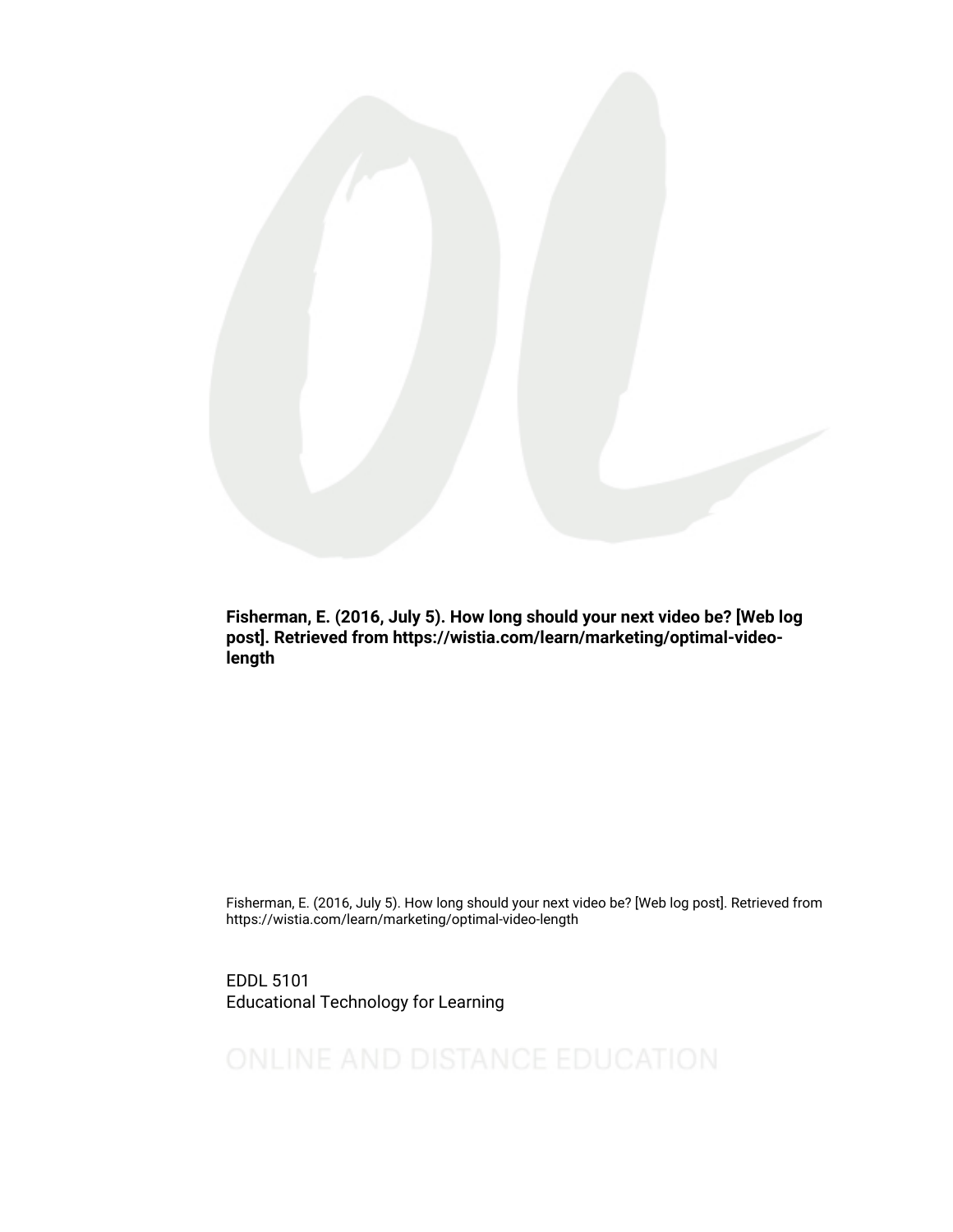**Fisherman, E. (2016, July 5). How long should your next video be? [Web log post]. Retrieved from https://wistia.com/learn/marketing/optimal-video-length**

Fisherman, E. (2016, July 5). How long should your next video be? [Web log post]. Retrieved from https://wistia.com/learn/marketing/optimal-video-length

EDDL 5101
Educational Technology for Learning

ONLINE AND DISTANCE EDUCATION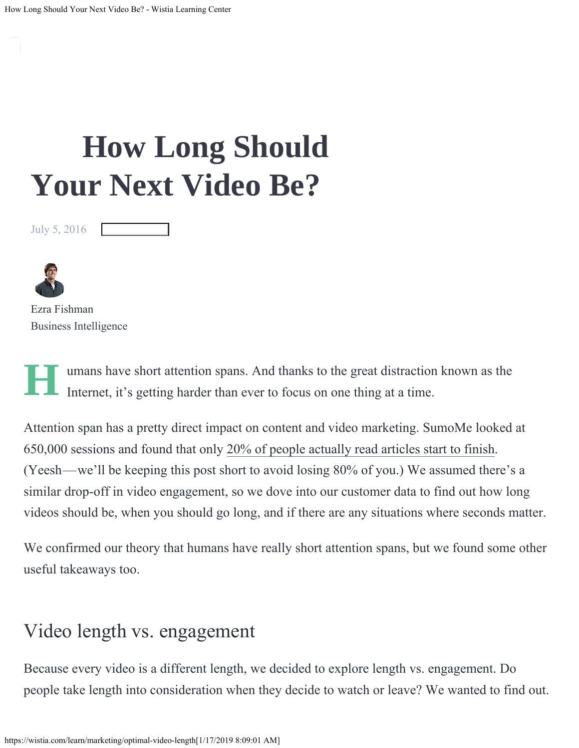# How Long Should Your Next Video Be?

July 5, 2016

Ezra Fishman
Business Intelligence

Humans have short attention spans. And thanks to the great distraction known as the Internet, it's getting harder than ever to focus on one thing at a time.

Attention span has a pretty direct impact on content and video marketing. SumoMe looked at 650,000 sessions and found that only 20% of people actually read articles start to finish. (Yeesh—we'll be keeping this post short to avoid losing 80% of you.) We assumed there's a similar drop-off in video engagement, so we dove into our customer data to find out how long videos should be, when you should go long, and if there are any situations where seconds matter.

We confirmed our theory that humans have really short attention spans, but we found some other useful takeaways too.

## Video length vs. engagement

Because every video is a different length, we decided to explore length vs. engagement. Do people take length into consideration when they decide to watch or leave? We wanted to find out.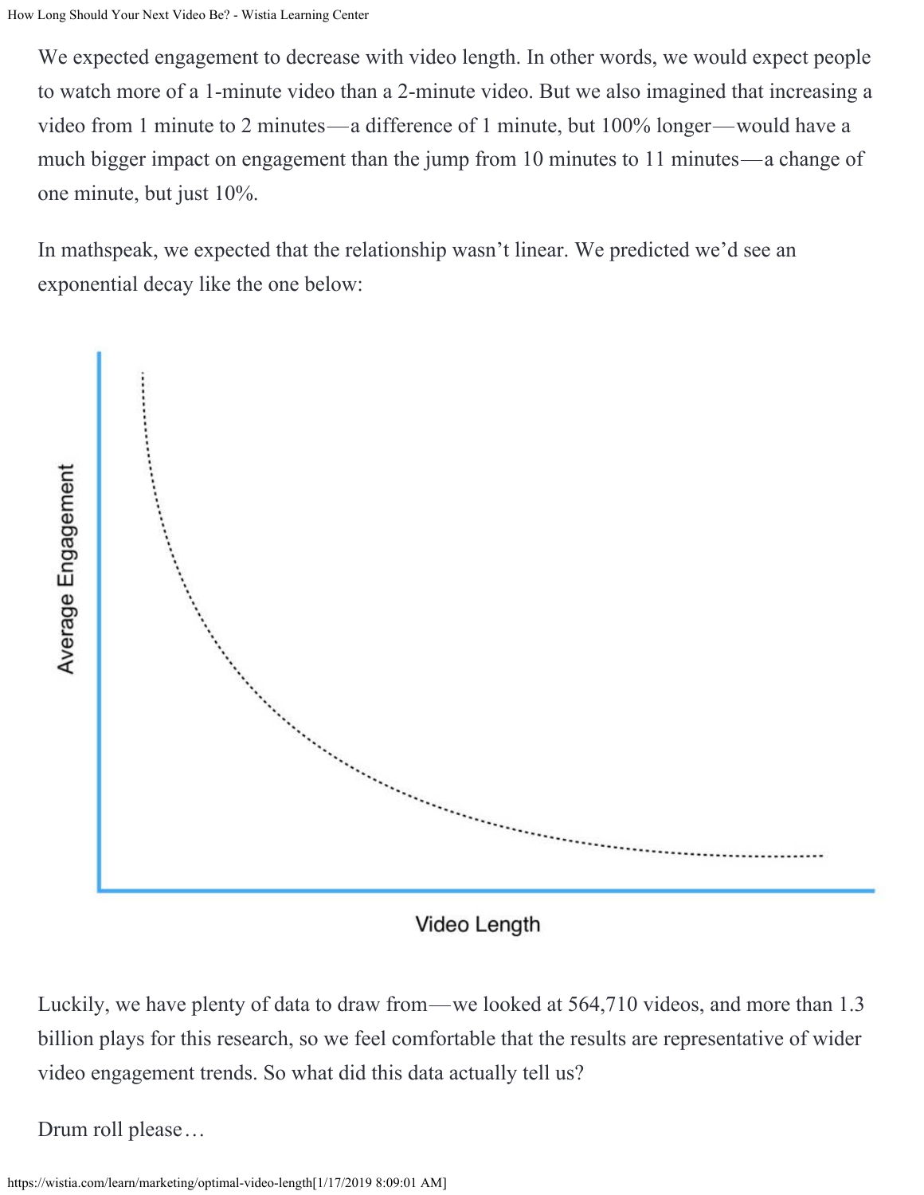We expected engagement to decrease with video length. In other words, we would expect people to watch more of a 1-minute video than a 2-minute video. But we also imagined that increasing a video from 1 minute to 2 minutes—a difference of 1 minute, but 100% longer—would have a much bigger impact on engagement than the jump from 10 minutes to 11 minutes—a change of one minute, but just 10%.

In mathspeak, we expected that the relationship wasn't linear. We predicted we'd see an exponential decay like the one below:

Average Engagement

Video Length

Luckily, we have plenty of data to draw from—we looked at 564,710 videos, and more than 1.3 billion plays for this research, so we feel comfortable that the results are representative of wider video engagement trends. So what did this data actually tell us?

Drum roll please…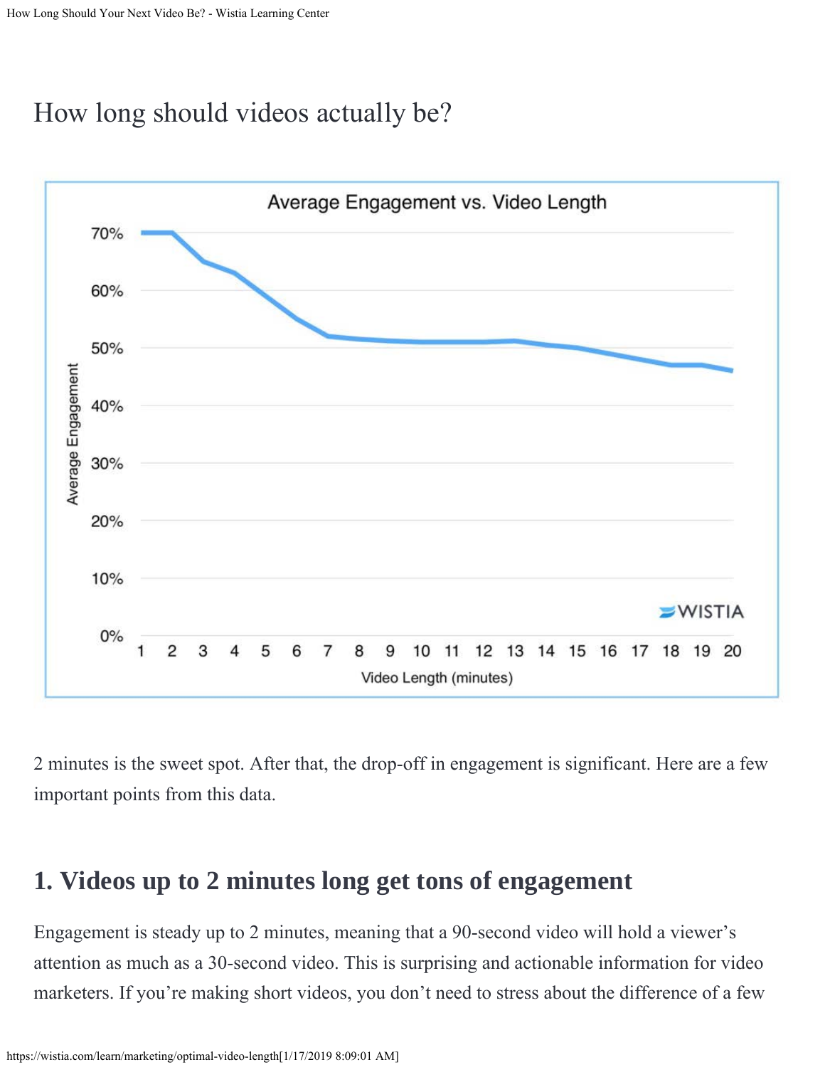## How long should videos actually be?

2 minutes is the sweet spot. After that, the drop-off in engagement is significant. Here are a few important points from this data.

## 1. Videos up to 2 minutes long get tons of engagement

Engagement is steady up to 2 minutes, meaning that a 90-second video will hold a viewer's attention as much as a 30-second video. This is surprising and actionable information for video marketers. If you're making short videos, you don't need to stress about the difference of a few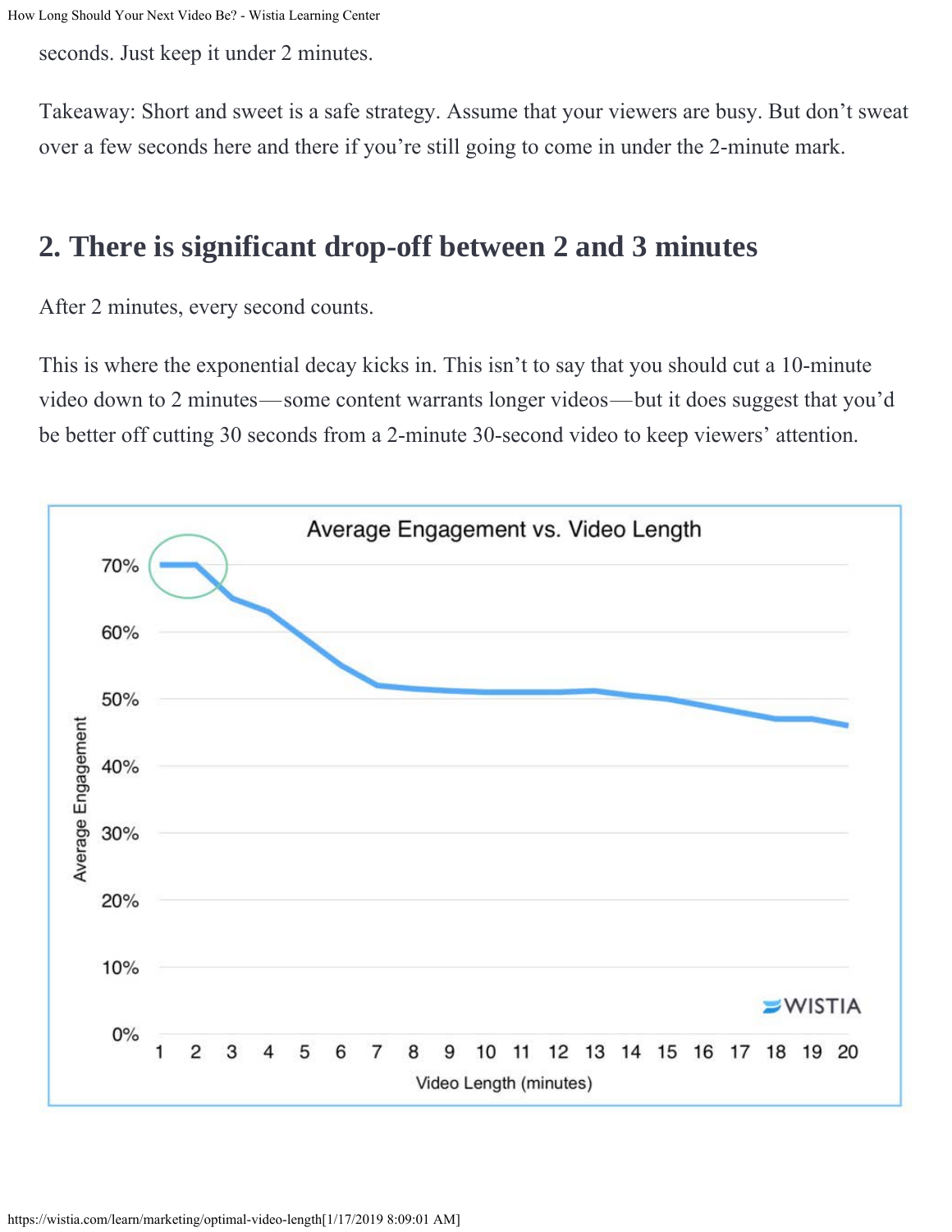seconds. Just keep it under 2 minutes.

Takeaway: Short and sweet is a safe strategy. Assume that your viewers are busy. But don't sweat over a few seconds here and there if you're still going to come in under the 2-minute mark.

## 2. There is significant drop-off between 2 and 3 minutes

After 2 minutes, every second counts.

This is where the exponential decay kicks in. This isn't to say that you should cut a 10-minute video down to 2 minutes—some content warrants longer videos—but it does suggest that you'd be better off cutting 30 seconds from a 2-minute 30-second video to keep viewers' attention.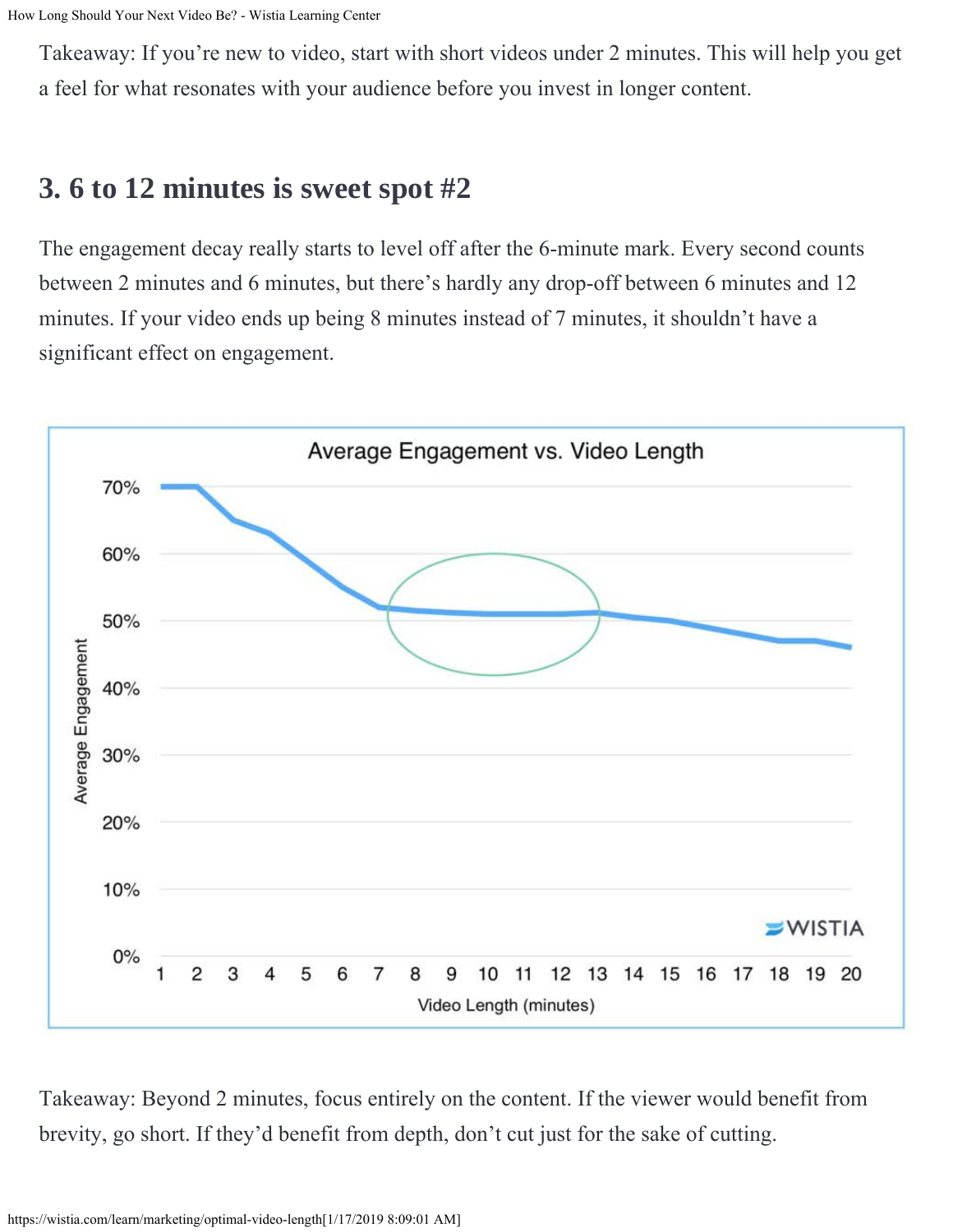Takeaway: If you're new to video, start with short videos under 2 minutes. This will help you get a feel for what resonates with your audience before you invest in longer content.

## 3. 6 to 12 minutes is sweet spot #2

The engagement decay really starts to level off after the 6-minute mark. Every second counts between 2 minutes and 6 minutes, but there's hardly any drop-off between 6 minutes and 12 minutes. If your video ends up being 8 minutes instead of 7 minutes, it shouldn't have a significant effect on engagement.

Takeaway: Beyond 2 minutes, focus entirely on the content. If the viewer would benefit from brevity, go short. If they'd benefit from depth, don't cut just for the sake of cutting.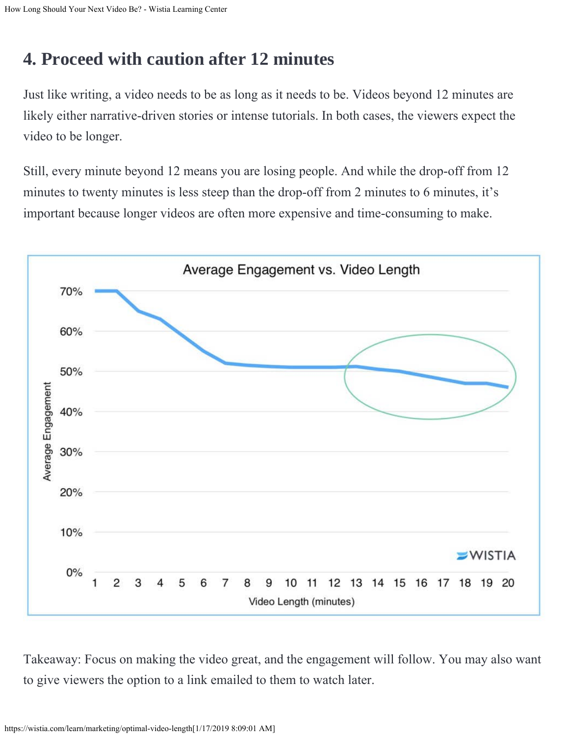## 4. Proceed with caution after 12 minutes

Just like writing, a video needs to be as long as it needs to be. Videos beyond 12 minutes are likely either narrative-driven stories or intense tutorials. In both cases, the viewers expect the video to be longer.

Still, every minute beyond 12 means you are losing people. And while the drop-off from 12 minutes to twenty minutes is less steep than the drop-off from 2 minutes to 6 minutes, it's important because longer videos are often more expensive and time-consuming to make.

Takeaway: Focus on making the video great, and the engagement will follow. You may also want to give viewers the option to a link emailed to them to watch later.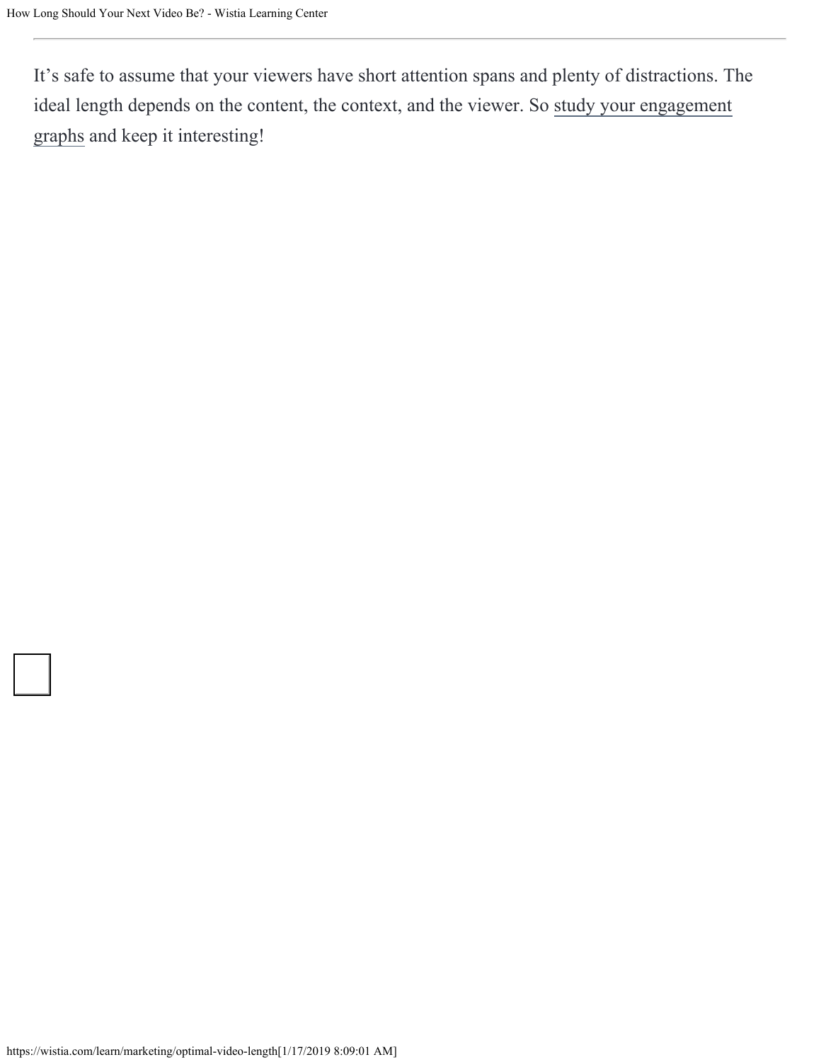It's safe to assume that your viewers have short attention spans and plenty of distractions. The ideal length depends on the content, the context, and the viewer. So study your engagement graphs and keep it interesting!